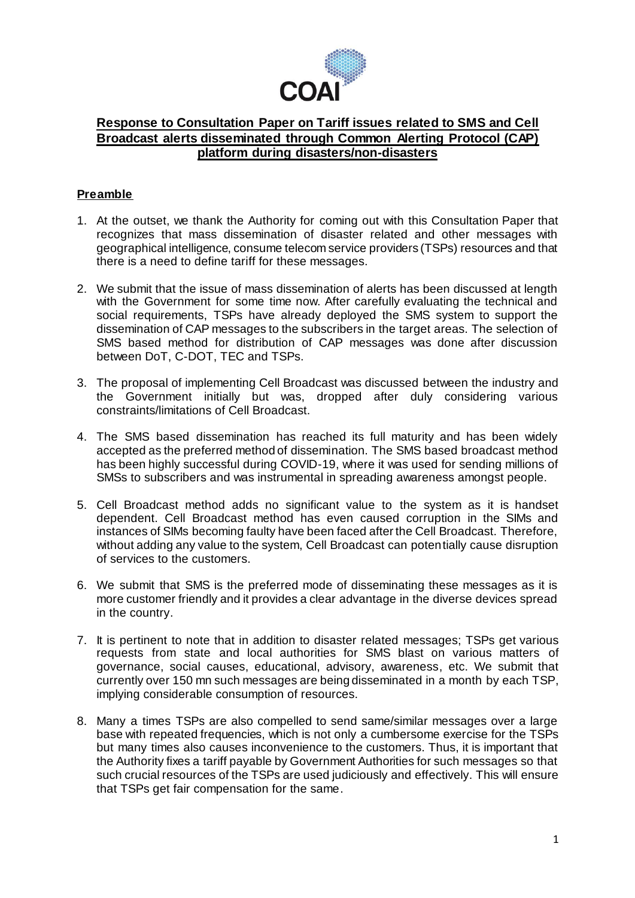COAI

**Response to Consultation Paper on Tariff issues related to SMS and Cell Broadcast alerts disseminated through Common Alerting Protocol (CAP) platform during disasters/non-disasters**

**Preamble**

1. At the outset, we thank the Authority for coming out with this Consultation Paper that recognizes that mass dissemination of disaster related and other messages with geographical intelligence, consume telecom service providers (TSPs) resources and that there is a need to define tariff for these messages.

2. We submit that the issue of mass dissemination of alerts has been discussed at length with the Government for some time now. After carefully evaluating the technical and social requirements, TSPs have already deployed the SMS system to support the dissemination of CAP messages to the subscribers in the target areas. The selection of SMS based method for distribution of CAP messages was done after discussion between DoT, C-DOT, TEC and TSPs.

3. The proposal of implementing Cell Broadcast was discussed between the industry and the Government initially but was, dropped after duly considering various constraints/limitations of Cell Broadcast.

4. The SMS based dissemination has reached its full maturity and has been widely accepted as the preferred method of dissemination. The SMS based broadcast method has been highly successful during COVID-19, where it was used for sending millions of SMSs to subscribers and was instrumental in spreading awareness amongst people.

5. Cell Broadcast method adds no significant value to the system as it is handset dependent. Cell Broadcast method has even caused corruption in the SIMs and instances of SIMs becoming faulty have been faced after the Cell Broadcast. Therefore, without adding any value to the system, Cell Broadcast can potentially cause disruption of services to the customers.

6. We submit that SMS is the preferred mode of disseminating these messages as it is more customer friendly and it provides a clear advantage in the diverse devices spread in the country.

7. It is pertinent to note that in addition to disaster related messages; TSPs get various requests from state and local authorities for SMS blast on various matters of governance, social causes, educational, advisory, awareness, etc. We submit that currently over 150 mn such messages are being disseminated in a month by each TSP, implying considerable consumption of resources.

8. Many a times TSPs are also compelled to send same/similar messages over a large base with repeated frequencies, which is not only a cumbersome exercise for the TSPs but many times also causes inconvenience to the customers. Thus, it is important that the Authority fixes a tariff payable by Government Authorities for such messages so that such crucial resources of the TSPs are used judiciously and effectively. This will ensure that TSPs get fair compensation for the same.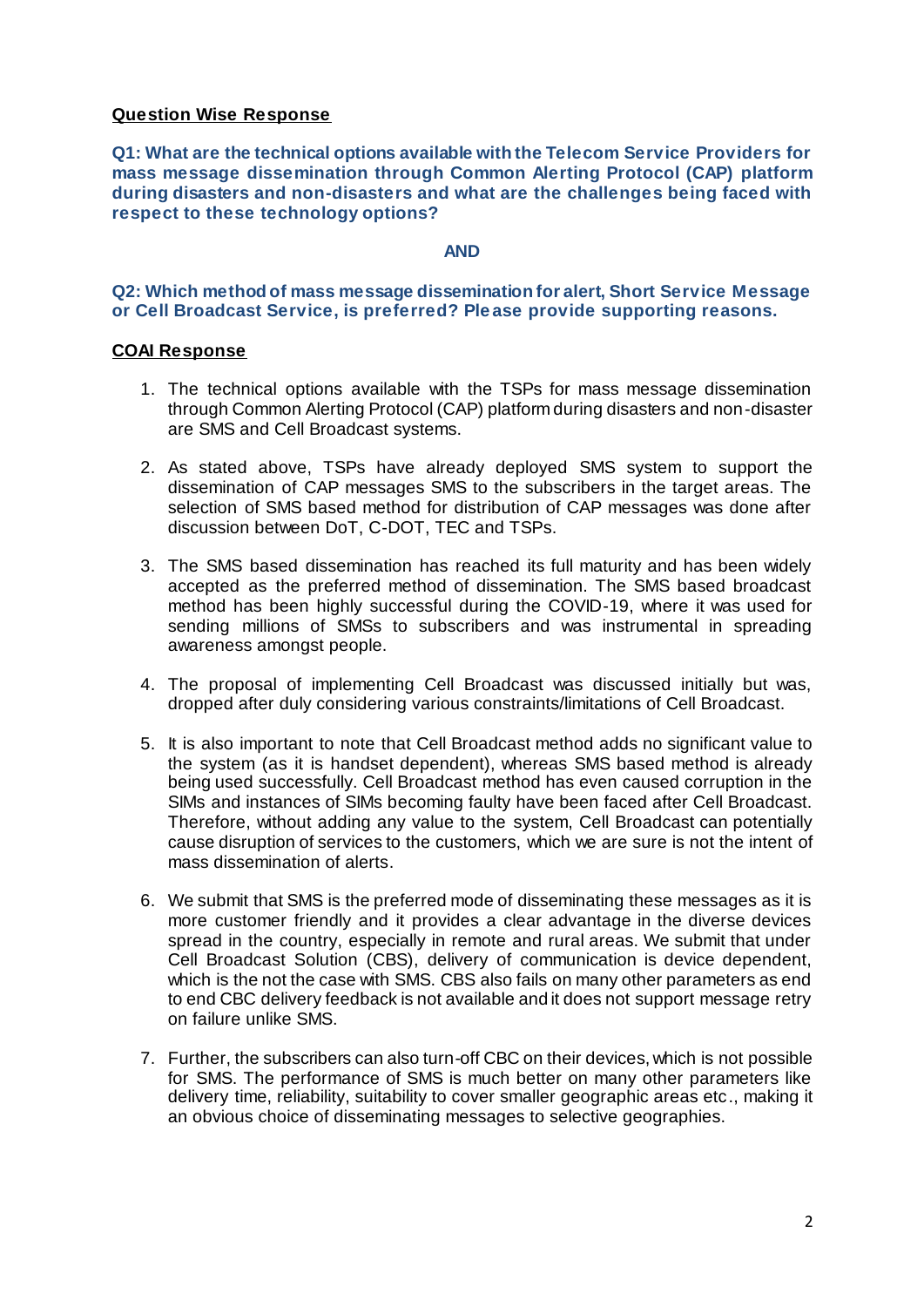**Question Wise Response**

**Q1: What are the technical options available with the Telecom Service Providers for mass message dissemination through Common Alerting Protocol (CAP) platform during disasters and non-disasters and what are the challenges being faced with respect to these technology options?**

**AND**

**Q2: Which method of mass message dissemination for alert, Short Service Message or Cell Broadcast Service, is preferred? Please provide supporting reasons.**

**COAI Response**

1. The technical options available with the TSPs for mass message dissemination through Common Alerting Protocol (CAP) platform during disasters and non-disaster are SMS and Cell Broadcast systems.

2. As stated above, TSPs have already deployed SMS system to support the dissemination of CAP messages SMS to the subscribers in the target areas. The selection of SMS based method for distribution of CAP messages was done after discussion between DoT, C-DOT, TEC and TSPs.

3. The SMS based dissemination has reached its full maturity and has been widely accepted as the preferred method of dissemination. The SMS based broadcast method has been highly successful during the COVID-19, where it was used for sending millions of SMSs to subscribers and was instrumental in spreading awareness amongst people.

4. The proposal of implementing Cell Broadcast was discussed initially but was, dropped after duly considering various constraints/limitations of Cell Broadcast.

5. It is also important to note that Cell Broadcast method adds no significant value to the system (as it is handset dependent), whereas SMS based method is already being used successfully. Cell Broadcast method has even caused corruption in the SIMs and instances of SIMs becoming faulty have been faced after Cell Broadcast. Therefore, without adding any value to the system, Cell Broadcast can potentially cause disruption of services to the customers, which we are sure is not the intent of mass dissemination of alerts.

6. We submit that SMS is the preferred mode of disseminating these messages as it is more customer friendly and it provides a clear advantage in the diverse devices spread in the country, especially in remote and rural areas. We submit that under Cell Broadcast Solution (CBS), delivery of communication is device dependent, which is the not the case with SMS. CBS also fails on many other parameters as end to end CBC delivery feedback is not available and it does not support message retry on failure unlike SMS.

7. Further, the subscribers can also turn-off CBC on their devices, which is not possible for SMS. The performance of SMS is much better on many other parameters like delivery time, reliability, suitability to cover smaller geographic areas etc., making it an obvious choice of disseminating messages to selective geographies.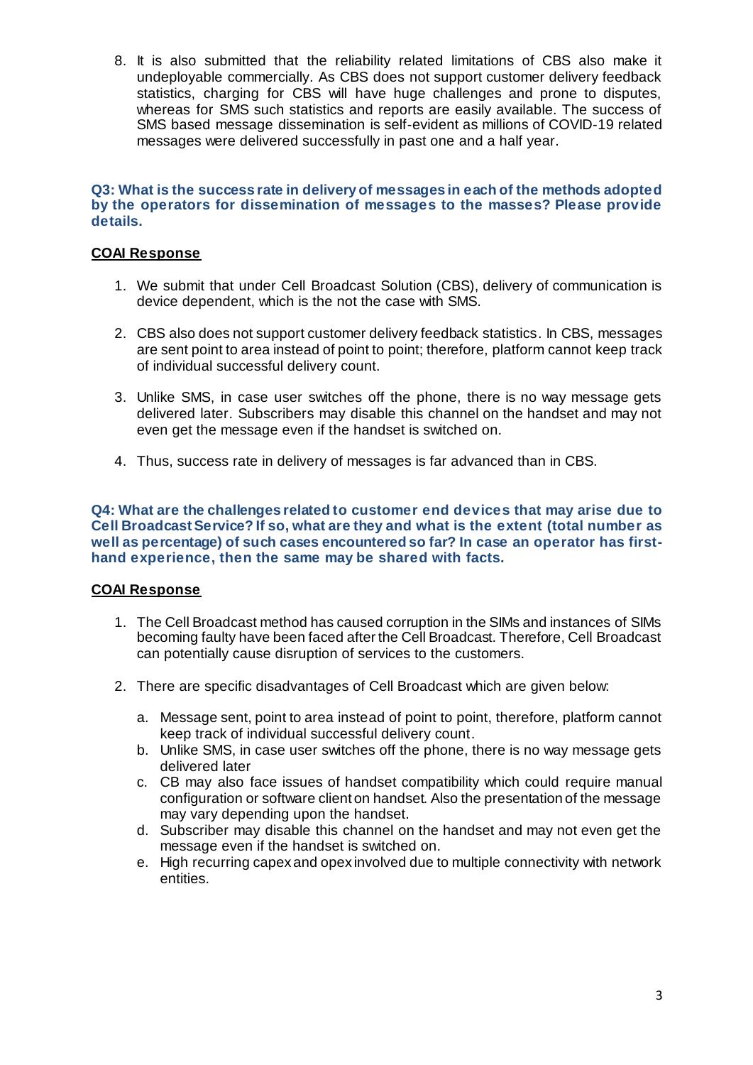8. It is also submitted that the reliability related limitations of CBS also make it undeployable commercially. As CBS does not support customer delivery feedback statistics, charging for CBS will have huge challenges and prone to disputes, whereas for SMS such statistics and reports are easily available. The success of SMS based message dissemination is self-evident as millions of COVID-19 related messages were delivered successfully in past one and a half year.

**Q3: What is the success rate in delivery of messages in each of the methods adopted by the operators for dissemination of messages to the masses? Please provide details.**

**<u>COAI Response</u>**

1. We submit that under Cell Broadcast Solution (CBS), delivery of communication is device dependent, which is the not the case with SMS.

2. CBS also does not support customer delivery feedback statistics. In CBS, messages are sent point to area instead of point to point; therefore, platform cannot keep track of individual successful delivery count.

3. Unlike SMS, in case user switches off the phone, there is no way message gets delivered later. Subscribers may disable this channel on the handset and may not even get the message even if the handset is switched on.

4. Thus, success rate in delivery of messages is far advanced than in CBS.

**Q4: What are the challenges related to customer end devices that may arise due to Cell Broadcast Service? If so, what are they and what is the extent (total number as well as percentage) of such cases encountered so far? In case an operator has first-hand experience, then the same may be shared with facts.**

**<u>COAI Response</u>**

1. The Cell Broadcast method has caused corruption in the SIMs and instances of SIMs becoming faulty have been faced after the Cell Broadcast. Therefore, Cell Broadcast can potentially cause disruption of services to the customers.

2. There are specific disadvantages of Cell Broadcast which are given below:

   a. Message sent, point to area instead of point to point, therefore, platform cannot keep track of individual successful delivery count.
   b. Unlike SMS, in case user switches off the phone, there is no way message gets delivered later
   c. CB may also face issues of handset compatibility which could require manual configuration or software client on handset. Also the presentation of the message may vary depending upon the handset.
   d. Subscriber may disable this channel on the handset and may not even get the message even if the handset is switched on.
   e. High recurring capex and opex involved due to multiple connectivity with network entities.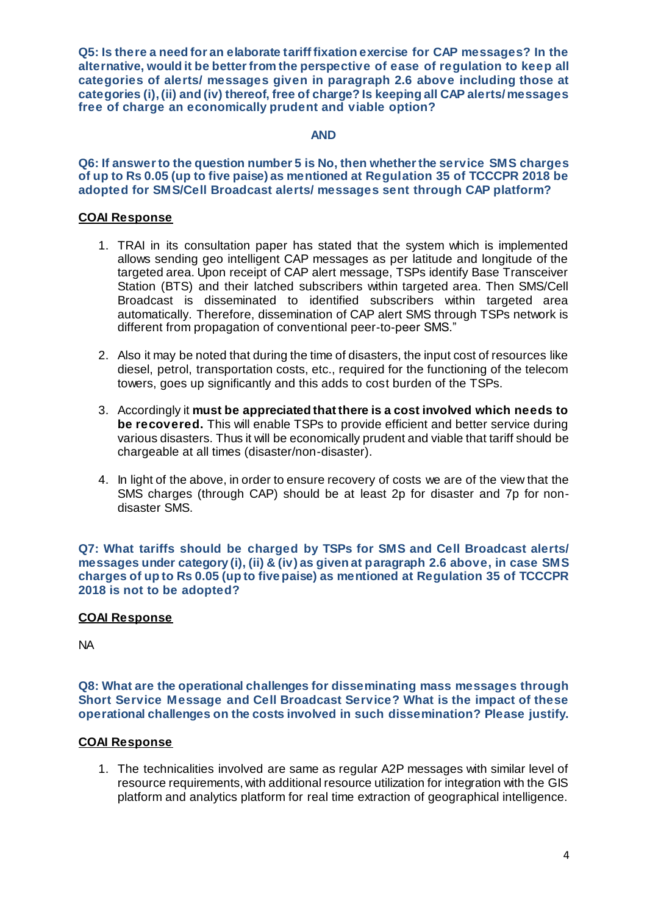**Q5: Is there a need for an elaborate tariff fixation exercise for CAP messages? In the alternative, would it be better from the perspective of ease of regulation to keep all categories of alerts/ messages given in paragraph 2.6 above including those at categories (i), (ii) and (iv) thereof, free of charge? Is keeping all CAP alerts/ messages free of charge an economically prudent and viable option?**

**AND**

**Q6: If answer to the question number 5 is No, then whether the service SMS charges of up to Rs 0.05 (up to five paise) as mentioned at Regulation 35 of TCCCPR 2018 be adopted for SMS/Cell Broadcast alerts/ messages sent through CAP platform?**

**COAI Response**

1. TRAI in its consultation paper has stated that the system which is implemented allows sending geo intelligent CAP messages as per latitude and longitude of the targeted area. Upon receipt of CAP alert message, TSPs identify Base Transceiver Station (BTS) and their latched subscribers within targeted area. Then SMS/Cell Broadcast is disseminated to identified subscribers within targeted area automatically. Therefore, dissemination of CAP alert SMS through TSPs network is different from propagation of conventional peer-to-peer SMS."

2. Also it may be noted that during the time of disasters, the input cost of resources like diesel, petrol, transportation costs, etc., required for the functioning of the telecom towers, goes up significantly and this adds to cost burden of the TSPs.

3. Accordingly it **must be appreciated that there is a cost involved which needs to be recovered.** This will enable TSPs to provide efficient and better service during various disasters. Thus it will be economically prudent and viable that tariff should be chargeable at all times (disaster/non-disaster).

4. In light of the above, in order to ensure recovery of costs we are of the view that the SMS charges (through CAP) should be at least 2p for disaster and 7p for non-disaster SMS.

**Q7: What tariffs should be charged by TSPs for SMS and Cell Broadcast alerts/ messages under category (i), (ii) & (iv) as given at paragraph 2.6 above, in case SMS charges of up to Rs 0.05 (up to five paise) as mentioned at Regulation 35 of TCCCPR 2018 is not to be adopted?**

**COAI Response**

NA

**Q8: What are the operational challenges for disseminating mass messages through Short Service Message and Cell Broadcast Service? What is the impact of these operational challenges on the costs involved in such dissemination? Please justify.**

**COAI Response**

1. The technicalities involved are same as regular A2P messages with similar level of resource requirements, with additional resource utilization for integration with the GIS platform and analytics platform for real time extraction of geographical intelligence.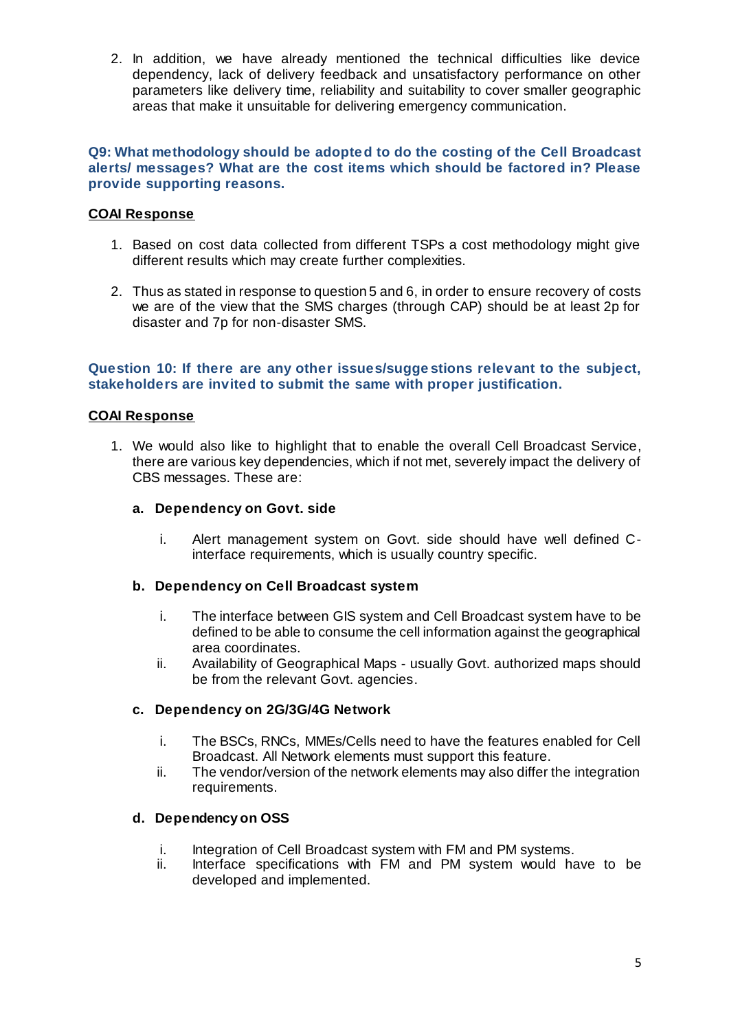2. In addition, we have already mentioned the technical difficulties like device dependency, lack of delivery feedback and unsatisfactory performance on other parameters like delivery time, reliability and suitability to cover smaller geographic areas that make it unsuitable for delivering emergency communication.

**Q9: What methodology should be adopted to do the costing of the Cell Broadcast alerts/ messages? What are the cost items which should be factored in? Please provide supporting reasons.**

**COAI Response**

1. Based on cost data collected from different TSPs a cost methodology might give different results which may create further complexities.

2. Thus as stated in response to question 5 and 6, in order to ensure recovery of costs we are of the view that the SMS charges (through CAP) should be at least 2p for disaster and 7p for non-disaster SMS.

**Question 10: If there are any other issues/suggestions relevant to the subject, stakeholders are invited to submit the same with proper justification.**

**COAI Response**

1. We would also like to highlight that to enable the overall Cell Broadcast Service, there are various key dependencies, which if not met, severely impact the delivery of CBS messages. These are:

   a. **Dependency on Govt. side**

      i. Alert management system on Govt. side should have well defined C-interface requirements, which is usually country specific.

   b. **Dependency on Cell Broadcast system**

      i. The interface between GIS system and Cell Broadcast system have to be defined to be able to consume the cell information against the geographical area coordinates.
      ii. Availability of Geographical Maps - usually Govt. authorized maps should be from the relevant Govt. agencies.

   c. **Dependency on 2G/3G/4G Network**

      i. The BSCs, RNCs, MMEs/Cells need to have the features enabled for Cell Broadcast. All Network elements must support this feature.
      ii. The vendor/version of the network elements may also differ the integration requirements.

   d. **Dependency on OSS**

      i. Integration of Cell Broadcast system with FM and PM systems.
      ii. Interface specifications with FM and PM system would have to be developed and implemented.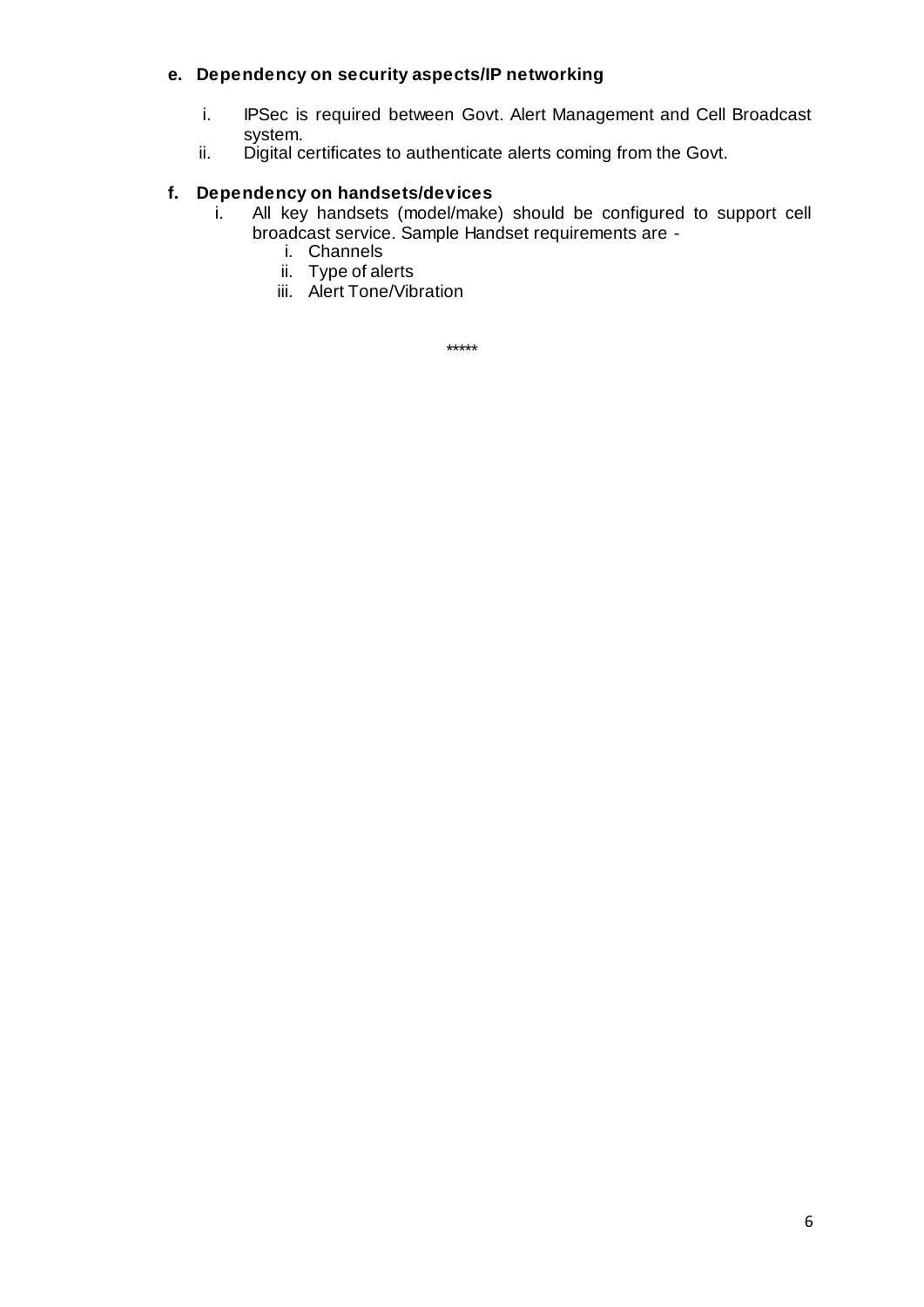**e. Dependency on security aspects/IP networking**

i. IPSec is required between Govt. Alert Management and Cell Broadcast system.
ii. Digital certificates to authenticate alerts coming from the Govt.

**f. Dependency on handsets/devices**

i. All key handsets (model/make) should be configured to support cell broadcast service. Sample Handset requirements are -
    i. Channels
    ii. Type of alerts
    iii. Alert Tone/Vibration

*****